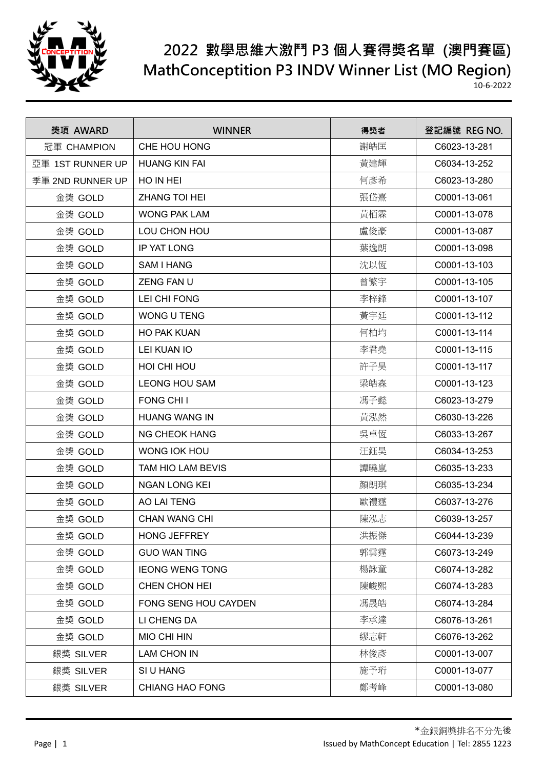# 2022 數學思維大激鬥 P3 個人賽得獎名單 (澳門賽區)
# MathConceptition P3 INDV Winner List (MO Region)

10-6-2022

| 獎項 AWARD | WINNER | 得獎者 | 登記編號 REG NO. |
|---|---|---|---|
| 冠軍 CHAMPION | CHE HOU HONG | 謝皓匡 | C6023-13-281 |
| 亞軍 1ST RUNNER UP | HUANG KIN FAI | 黃建輝 | C6034-13-252 |
| 季軍 2ND RUNNER UP | HO IN HEI | 何彥希 | C6023-13-280 |
| 金獎 GOLD | ZHANG TOI HEI | 張岱熹 | C0001-13-061 |
| 金獎 GOLD | WONG PAK LAM | 黃栢霖 | C0001-13-078 |
| 金獎 GOLD | LOU CHON HOU | 盧俊豪 | C0001-13-087 |
| 金獎 GOLD | IP YAT LONG | 葉逸朗 | C0001-13-098 |
| 金獎 GOLD | SAM I HANG | 沈以恆 | C0001-13-103 |
| 金獎 GOLD | ZENG FAN U | 曾繁宇 | C0001-13-105 |
| 金獎 GOLD | LEI CHI FONG | 李梓鋒 | C0001-13-107 |
| 金獎 GOLD | WONG U TENG | 黃宇廷 | C0001-13-112 |
| 金獎 GOLD | HO PAK KUAN | 何柏均 | C0001-13-114 |
| 金獎 GOLD | LEI KUAN IO | 李君堯 | C0001-13-115 |
| 金獎 GOLD | HOI CHI HOU | 許子昊 | C0001-13-117 |
| 金獎 GOLD | LEONG HOU SAM | 梁皓森 | C0001-13-123 |
| 金獎 GOLD | FONG CHI I | 馮子懿 | C6023-13-279 |
| 金獎 GOLD | HUANG WANG IN | 黃泓然 | C6030-13-226 |
| 金獎 GOLD | NG CHEOK HANG | 吳卓恆 | C6033-13-267 |
| 金獎 GOLD | WONG IOK HOU | 汪鈺昊 | C6034-13-253 |
| 金獎 GOLD | TAM HIO LAM BEVIS | 譚曉嵐 | C6035-13-233 |
| 金獎 GOLD | NGAN LONG KEI | 顏朗琪 | C6035-13-234 |
| 金獎 GOLD | AO LAI TENG | 歐禮霆 | C6037-13-276 |
| 金獎 GOLD | CHAN WANG CHI | 陳泓志 | C6039-13-257 |
| 金獎 GOLD | HONG JEFFREY | 洪振傑 | C6044-13-239 |
| 金獎 GOLD | GUO WAN TING | 郭雲霆 | C6073-13-249 |
| 金獎 GOLD | IEONG WENG TONG | 楊詠童 | C6074-13-282 |
| 金獎 GOLD | CHEN CHON HEI | 陳峻熙 | C6074-13-283 |
| 金獎 GOLD | FONG SENG HOU CAYDEN | 馮晟皓 | C6074-13-284 |
| 金獎 GOLD | LI CHENG DA | 李承達 | C6076-13-261 |
| 金獎 GOLD | MIO CHI HIN | 繆志軒 | C6076-13-262 |
| 銀獎 SILVER | LAM CHON IN | 林俊彥 | C0001-13-007 |
| 銀獎 SILVER | SI U HANG | 施予珩 | C0001-13-077 |
| 銀獎 SILVER | CHIANG HAO FONG | 鄭考峰 | C0001-13-080 |

*金銀銅獎排名不分先後

Issued by MathConcept Education | Tel: 2855 1223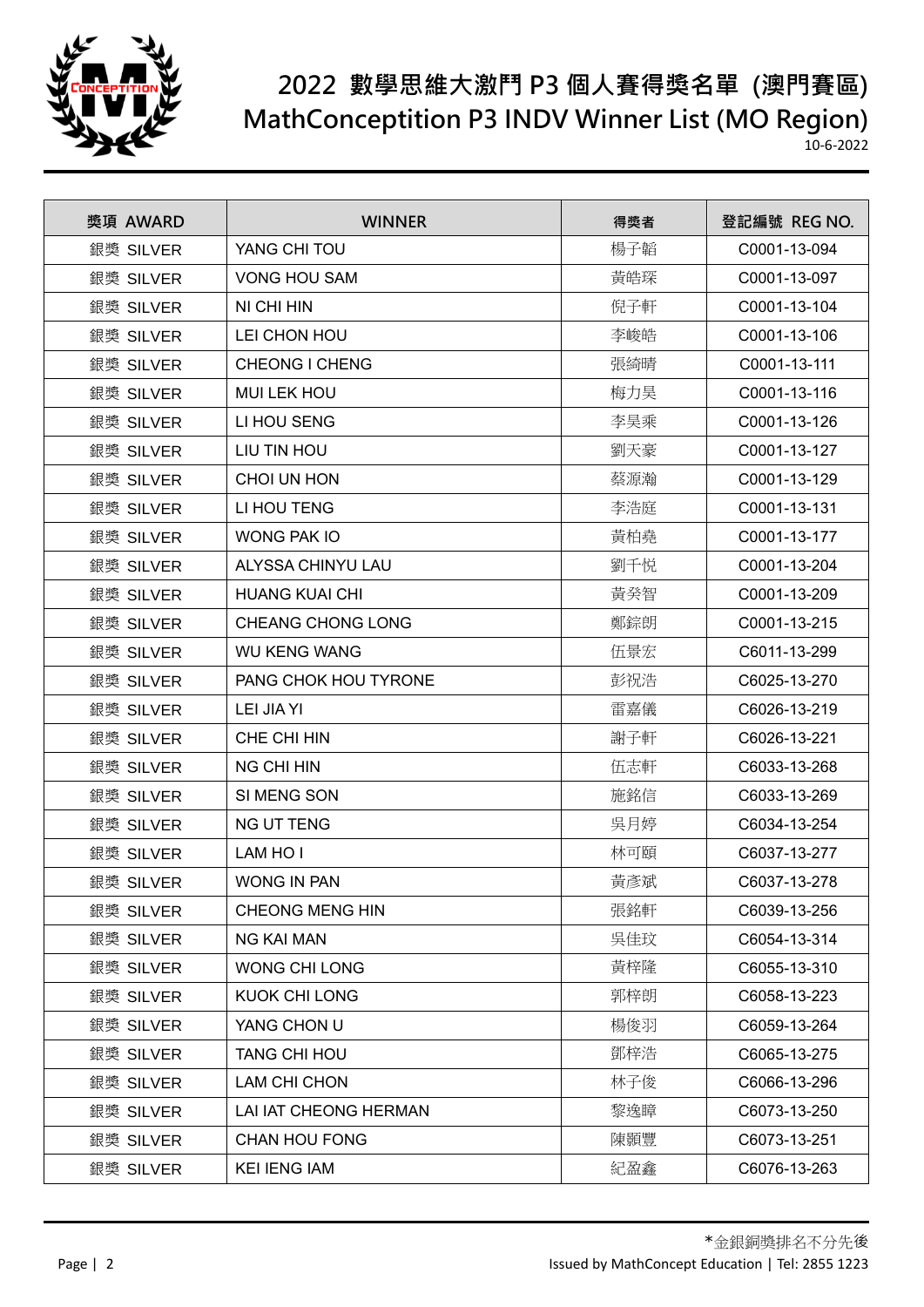# 2022 數學思維大激鬥 P3 個人賽得獎名單 (澳門賽區)
# MathConceptition P3 INDV Winner List (MO Region)

10-6-2022

| 獎項 AWARD | WINNER | 得獎者 | 登記編號 REG NO. |
|---|---|---|---|
| 銀獎 SILVER | YANG CHI TOU | 楊子韜 | C0001-13-094 |
| 銀獎 SILVER | VONG HOU SAM | 黃皓琛 | C0001-13-097 |
| 銀獎 SILVER | NI CHI HIN | 倪子軒 | C0001-13-104 |
| 銀獎 SILVER | LEI CHON HOU | 李峻皓 | C0001-13-106 |
| 銀獎 SILVER | CHEONG I CHENG | 張綺晴 | C0001-13-111 |
| 銀獎 SILVER | MUI LEK HOU | 梅力昊 | C0001-13-116 |
| 銀獎 SILVER | LI HOU SENG | 李昊乘 | C0001-13-126 |
| 銀獎 SILVER | LIU TIN HOU | 劉天豪 | C0001-13-127 |
| 銀獎 SILVER | CHOI UN HON | 蔡源瀚 | C0001-13-129 |
| 銀獎 SILVER | LI HOU TENG | 李浩庭 | C0001-13-131 |
| 銀獎 SILVER | WONG PAK IO | 黃柏堯 | C0001-13-177 |
| 銀獎 SILVER | ALYSSA CHINYU LAU | 劉千悅 | C0001-13-204 |
| 銀獎 SILVER | HUANG KUAI CHI | 黃癸智 | C0001-13-209 |
| 銀獎 SILVER | CHEANG CHONG LONG | 鄭綜朗 | C0001-13-215 |
| 銀獎 SILVER | WU KENG WANG | 伍景宏 | C6011-13-299 |
| 銀獎 SILVER | PANG CHOK HOU TYRONE | 彭祝浩 | C6025-13-270 |
| 銀獎 SILVER | LEI JIA YI | 雷嘉儀 | C6026-13-219 |
| 銀獎 SILVER | CHE CHI HIN | 謝子軒 | C6026-13-221 |
| 銀獎 SILVER | NG CHI HIN | 伍志軒 | C6033-13-268 |
| 銀獎 SILVER | SI MENG SON | 施銘信 | C6033-13-269 |
| 銀獎 SILVER | NG UT TENG | 吳月婷 | C6034-13-254 |
| 銀獎 SILVER | LAM HO I | 林可頤 | C6037-13-277 |
| 銀獎 SILVER | WONG IN PAN | 黃彥斌 | C6037-13-278 |
| 銀獎 SILVER | CHEONG MENG HIN | 張銘軒 | C6039-13-256 |
| 銀獎 SILVER | NG KAI MAN | 吳佳玟 | C6054-13-314 |
| 銀獎 SILVER | WONG CHI LONG | 黃梓隆 | C6055-13-310 |
| 銀獎 SILVER | KUOK CHI LONG | 郭梓朗 | C6058-13-223 |
| 銀獎 SILVER | YANG CHON U | 楊俊羽 | C6059-13-264 |
| 銀獎 SILVER | TANG CHI HOU | 鄧梓浩 | C6065-13-275 |
| 銀獎 SILVER | LAM CHI CHON | 林子俊 | C6066-13-296 |
| 銀獎 SILVER | LAI IAT CHEONG HERMAN | 黎逸暲 | C6073-13-250 |
| 銀獎 SILVER | CHAN HOU FONG | 陳顥豐 | C6073-13-251 |
| 銀獎 SILVER | KEI IENG IAM | 紀盈鑫 | C6076-13-263 |

*金銀銅獎排名不分先後

Issued by MathConcept Education | Tel: 2855 1223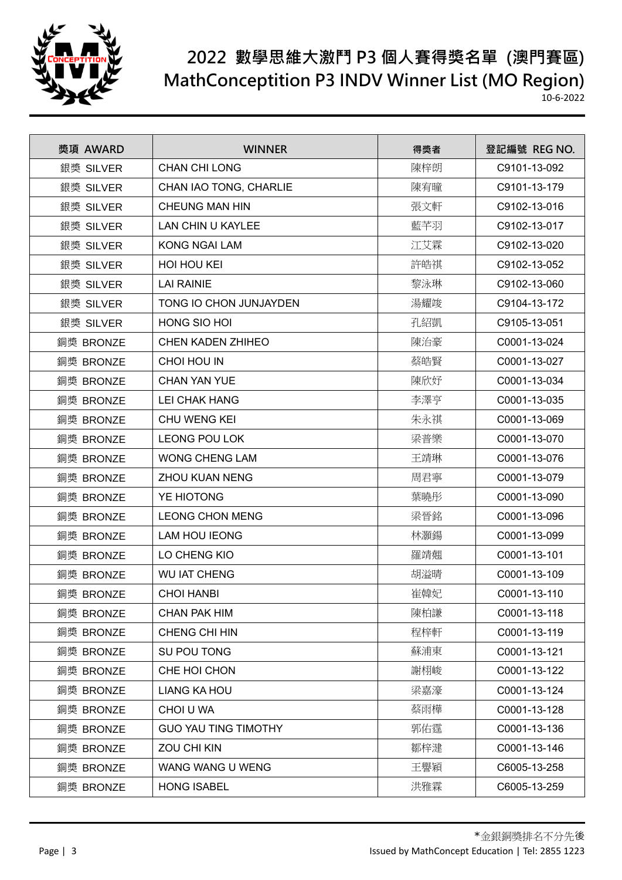# 2022 數學思維大激鬥 P3 個人賽得獎名單 (澳門賽區)
# MathConceptition P3 INDV Winner List (MO Region)

10-6-2022

| 獎項 AWARD | WINNER | 得獎者 | 登記編號 REG NO. |
|---|---|---|---|
| 銀獎 SILVER | CHAN CHI LONG | 陳梓朗 | C9101-13-092 |
| 銀獎 SILVER | CHAN IAO TONG, CHARLIE | 陳宥曈 | C9101-13-179 |
| 銀獎 SILVER | CHEUNG MAN HIN | 張文軒 | C9102-13-016 |
| 銀獎 SILVER | LAN CHIN U KAYLEE | 藍芊羽 | C9102-13-017 |
| 銀獎 SILVER | KONG NGAI LAM | 江艾霖 | C9102-13-020 |
| 銀獎 SILVER | HOI HOU KEI | 許皓祺 | C9102-13-052 |
| 銀獎 SILVER | LAI RAINIE | 黎泳琳 | C9102-13-060 |
| 銀獎 SILVER | TONG IO CHON JUNJAYDEN | 湯耀竣 | C9104-13-172 |
| 銀獎 SILVER | HONG SIO HOI | 孔紹凱 | C9105-13-051 |
| 銅獎 BRONZE | CHEN KADEN ZHIHEO | 陳治豪 | C0001-13-024 |
| 銅獎 BRONZE | CHOI HOU IN | 蔡皓賢 | C0001-13-027 |
| 銅獎 BRONZE | CHAN YAN YUE | 陳欣妤 | C0001-13-034 |
| 銅獎 BRONZE | LEI CHAK HANG | 李澤亨 | C0001-13-035 |
| 銅獎 BRONZE | CHU WENG KEI | 朱永祺 | C0001-13-069 |
| 銅獎 BRONZE | LEONG POU LOK | 梁普樂 | C0001-13-070 |
| 銅獎 BRONZE | WONG CHENG LAM | 王靖琳 | C0001-13-076 |
| 銅獎 BRONZE | ZHOU KUAN NENG | 周君寧 | C0001-13-079 |
| 銅獎 BRONZE | YE HIOTONG | 葉曉彤 | C0001-13-090 |
| 銅獎 BRONZE | LEONG CHON MENG | 梁晉銘 | C0001-13-096 |
| 銅獎 BRONZE | LAM HOU IEONG | 林灝鍚 | C0001-13-099 |
| 銅獎 BRONZE | LO CHENG KIO | 羅靖翹 | C0001-13-101 |
| 銅獎 BRONZE | WU IAT CHENG | 胡溢晴 | C0001-13-109 |
| 銅獎 BRONZE | CHOI HANBI | 崔韓妃 | C0001-13-110 |
| 銅獎 BRONZE | CHAN PAK HIM | 陳柏謙 | C0001-13-118 |
| 銅獎 BRONZE | CHENG CHI HIN | 程梓軒 | C0001-13-119 |
| 銅獎 BRONZE | SU POU TONG | 蘇浦東 | C0001-13-121 |
| 銅獎 BRONZE | CHE HOI CHON | 謝栩峻 | C0001-13-122 |
| 銅獎 BRONZE | LIANG KA HOU | 梁嘉濠 | C0001-13-124 |
| 銅獎 BRONZE | CHOI U WA | 蔡雨樺 | C0001-13-128 |
| 銅獎 BRONZE | GUO YAU TING TIMOTHY | 郭佑霆 | C0001-13-136 |
| 銅獎 BRONZE | ZOU CHI KIN | 鄒梓建 | C0001-13-146 |
| 銅獎 BRONZE | WANG WANG U WENG | 王譽穎 | C6005-13-258 |
| 銅獎 BRONZE | HONG ISABEL | 洪雅霖 | C6005-13-259 |

*金銀銅獎排名不分先後

Issued by MathConcept Education | Tel: 2855 1223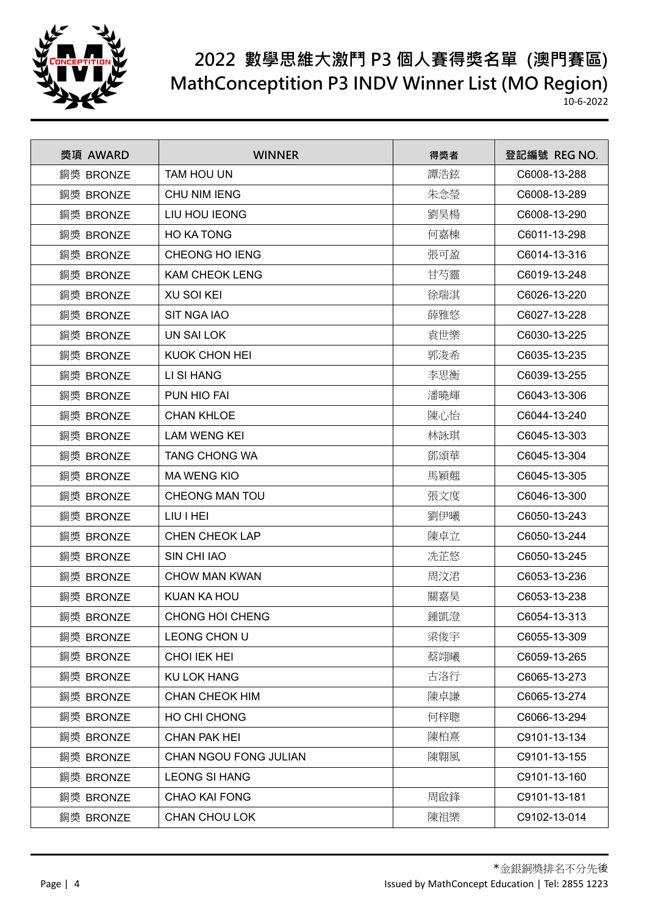# 2022 數學思維大激鬥 P3 個人賽得獎名單 (澳門賽區)
# MathConceptition P3 INDV Winner List (MO Region)

10-6-2022

| 獎項 AWARD | WINNER | 得獎者 | 登記編號 REG NO. |
|---|---|---|---|
| 銅獎 BRONZE | TAM HOU UN | 譚浩鉉 | C6008-13-288 |
| 銅獎 BRONZE | CHU NIM IENG | 朱念瑩 | C6008-13-289 |
| 銅獎 BRONZE | LIU HOU IEONG | 劉昊楊 | C6008-13-290 |
| 銅獎 BRONZE | HO KA TONG | 何嘉棟 | C6011-13-298 |
| 銅獎 BRONZE | CHEONG HO IENG | 張可盈 | C6014-13-316 |
| 銅獎 BRONZE | KAM CHEOK LENG | 甘芍靈 | C6019-13-248 |
| 銅獎 BRONZE | XU SOI KEI | 徐瑞淇 | C6026-13-220 |
| 銅獎 BRONZE | SIT NGA IAO | 薛雅悠 | C6027-13-228 |
| 銅獎 BRONZE | UN SAI LOK | 袁世樂 | C6030-13-225 |
| 銅獎 BRONZE | KUOK CHON HEI | 郭浚希 | C6035-13-235 |
| 銅獎 BRONZE | LI SI HANG | 李思衡 | C6039-13-255 |
| 銅獎 BRONZE | PUN HIO FAI | 潘曉輝 | C6043-13-306 |
| 銅獎 BRONZE | CHAN KHLOE | 陳心怡 | C6044-13-240 |
| 銅獎 BRONZE | LAM WENG KEI | 林詠琪 | C6045-13-303 |
| 銅獎 BRONZE | TANG CHONG WA | 鄧頌華 | C6045-13-304 |
| 銅獎 BRONZE | MA WENG KIO | 馬穎翹 | C6045-13-305 |
| 銅獎 BRONZE | CHEONG MAN TOU | 張文度 | C6046-13-300 |
| 銅獎 BRONZE | LIU I HEI | 劉伊曦 | C6050-13-243 |
| 銅獎 BRONZE | CHEN CHEOK LAP | 陳卓立 | C6050-13-244 |
| 銅獎 BRONZE | SIN CHI IAO | 冼芷悠 | C6050-13-245 |
| 銅獎 BRONZE | CHOW MAN KWAN | 周汶珺 | C6053-13-236 |
| 銅獎 BRONZE | KUAN KA HOU | 關嘉昊 | C6053-13-238 |
| 銅獎 BRONZE | CHONG HOI CHENG | 鍾凱澄 | C6054-13-313 |
| 銅獎 BRONZE | LEONG CHON U | 梁俊宇 | C6055-13-309 |
| 銅獎 BRONZE | CHOI IEK HEI | 蔡翊曦 | C6059-13-265 |
| 銅獎 BRONZE | KU LOK HANG | 古洛行 | C6065-13-273 |
| 銅獎 BRONZE | CHAN CHEOK HIM | 陳卓謙 | C6065-13-274 |
| 銅獎 BRONZE | HO CHI CHONG | 何梓聰 | C6066-13-294 |
| 銅獎 BRONZE | CHAN PAK HEI | 陳柏熹 | C9101-13-134 |
| 銅獎 BRONZE | CHAN NGOU FONG JULIAN | 陳翱風 | C9101-13-155 |
| 銅獎 BRONZE | LEONG SI HANG | | C9101-13-160 |
| 銅獎 BRONZE | CHAO KAI FONG | 周啟鋒 | C9101-13-181 |
| 銅獎 BRONZE | CHAN CHOU LOK | 陳祖樂 | C9102-13-014 |

*金銀銅獎排名不分先後

Issued by MathConcept Education | Tel: 2855 1223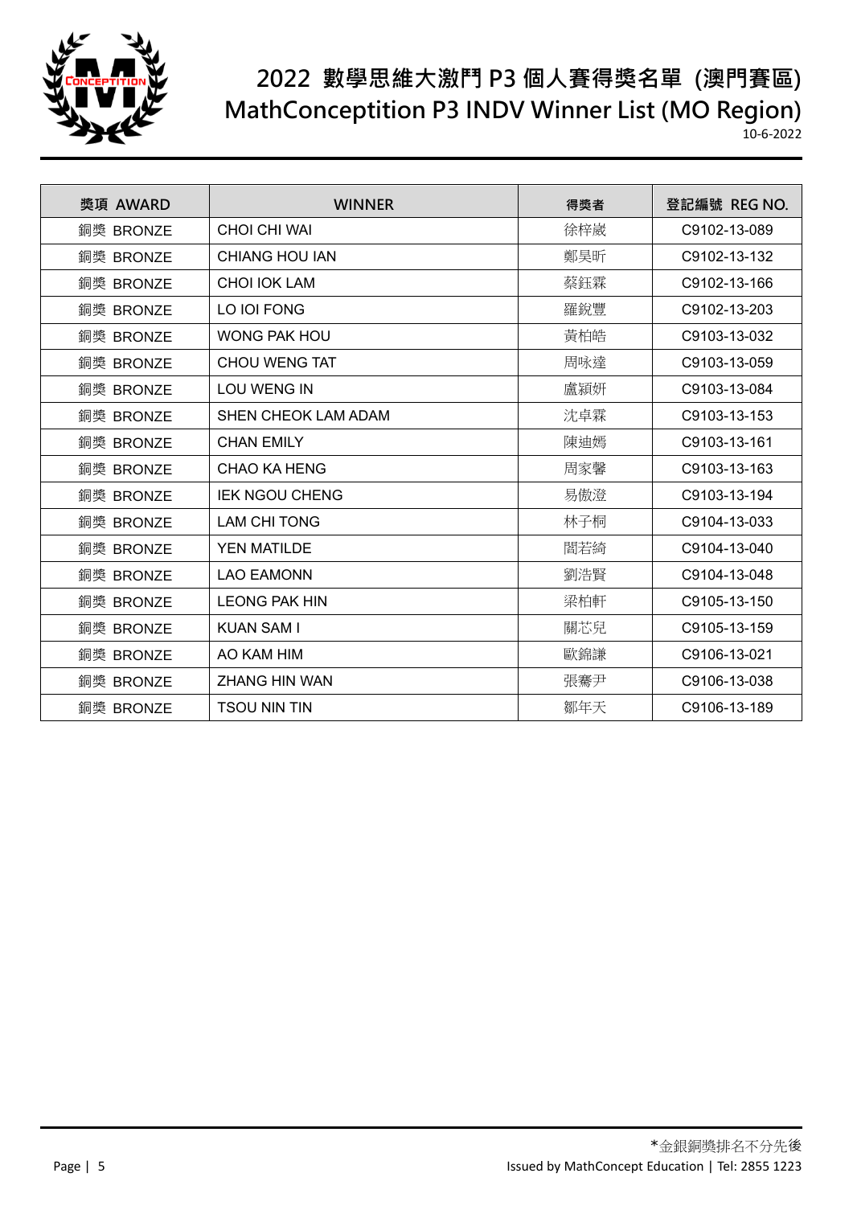# 2022 數學思維大激鬥 P3 個人賽得獎名單 (澳門賽區)
# MathConceptition P3 INDV Winner List (MO Region)

10-6-2022

| 獎項 AWARD | WINNER | 得獎者 | 登記編號 REG NO. |
|---|---|---|---|
| 銅獎 BRONZE | CHOI CHI WAI | 徐梓崴 | C9102-13-089 |
| 銅獎 BRONZE | CHIANG HOU IAN | 鄭昊昕 | C9102-13-132 |
| 銅獎 BRONZE | CHOI IOK LAM | 蔡鈺霖 | C9102-13-166 |
| 銅獎 BRONZE | LO IOI FONG | 羅銳豐 | C9102-13-203 |
| 銅獎 BRONZE | WONG PAK HOU | 黃柏皓 | C9103-13-032 |
| 銅獎 BRONZE | CHOU WENG TAT | 周咏達 | C9103-13-059 |
| 銅獎 BRONZE | LOU WENG IN | 盧穎妍 | C9103-13-084 |
| 銅獎 BRONZE | SHEN CHEOK LAM ADAM | 沈卓霖 | C9103-13-153 |
| 銅獎 BRONZE | CHAN EMILY | 陳迪嫣 | C9103-13-161 |
| 銅獎 BRONZE | CHAO KA HENG | 周家馨 | C9103-13-163 |
| 銅獎 BRONZE | IEK NGOU CHENG | 易傲澄 | C9103-13-194 |
| 銅獎 BRONZE | LAM CHI TONG | 林子桐 | C9104-13-033 |
| 銅獎 BRONZE | YEN MATILDE | 閻若綺 | C9104-13-040 |
| 銅獎 BRONZE | LAO EAMONN | 劉浩賢 | C9104-13-048 |
| 銅獎 BRONZE | LEONG PAK HIN | 梁柏軒 | C9105-13-150 |
| 銅獎 BRONZE | KUAN SAM I | 關芯兒 | C9105-13-159 |
| 銅獎 BRONZE | AO KAM HIM | 歐錦謙 | C9106-13-021 |
| 銅獎 BRONZE | ZHANG HIN WAN | 張騫尹 | C9106-13-038 |
| 銅獎 BRONZE | TSOU NIN TIN | 鄒年天 | C9106-13-189 |

*金銀銅獎排名不分先後

Issued by MathConcept Education | Tel: 2855 1223